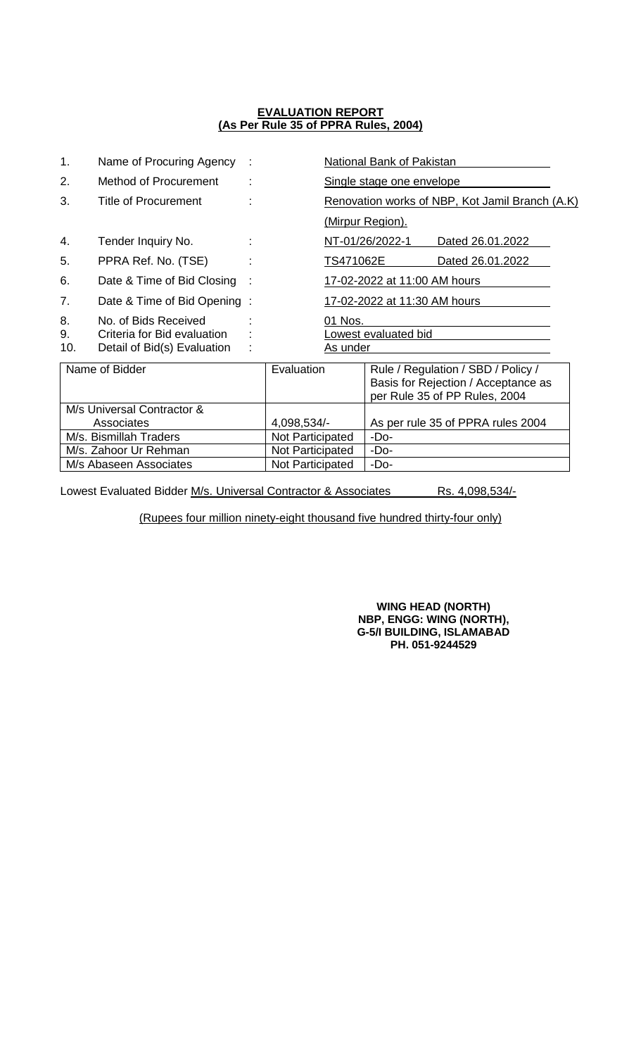# EVALUATION REPORT
## (As Per Rule 35 of PPRA Rules, 2004)

1. Name of Procuring Agency : National Bank of Pakistan
2. Method of Procurement : Single stage one envelope
3. Title of Procurement : Renovation works of NBP, Kot Jamil Branch (A.K) (Mirpur Region).
4. Tender Inquiry No. : NT-01/26/2022-1 Dated 26.01.2022
5. PPRA Ref. No. (TSE) : TS471062E Dated 26.01.2022
6. Date & Time of Bid Closing : 17-02-2022 at 11:00 AM hours
7. Date & Time of Bid Opening : 17-02-2022 at 11:30 AM hours
8. No. of Bids Received : 01 Nos.
9. Criteria for Bid evaluation : Lowest evaluated bid
10. Detail of Bid(s) Evaluation : As under

| Name of Bidder | Evaluation | Rule / Regulation / SBD / Policy / Basis for Rejection / Acceptance as per Rule 35 of PP Rules, 2004 |
|---|---|---|
| M/s Universal Contractor & Associates | 4,098,534/- | As per rule 35 of PPRA rules 2004 |
| M/s. Bismillah Traders | Not Participated | -Do- |
| M/s. Zahoor Ur Rehman | Not Participated | -Do- |
| M/s Abaseen Associates | Not Participated | -Do- |

Lowest Evaluated Bidder M/s. Universal Contractor & Associates Rs. 4,098,534/-

(Rupees four million ninety-eight thousand five hundred thirty-four only)

**WING HEAD (NORTH)**
**NBP, ENGG: WING (NORTH),**
**G-5/I BUILDING, ISLAMABAD**
**PH. 051-9244529**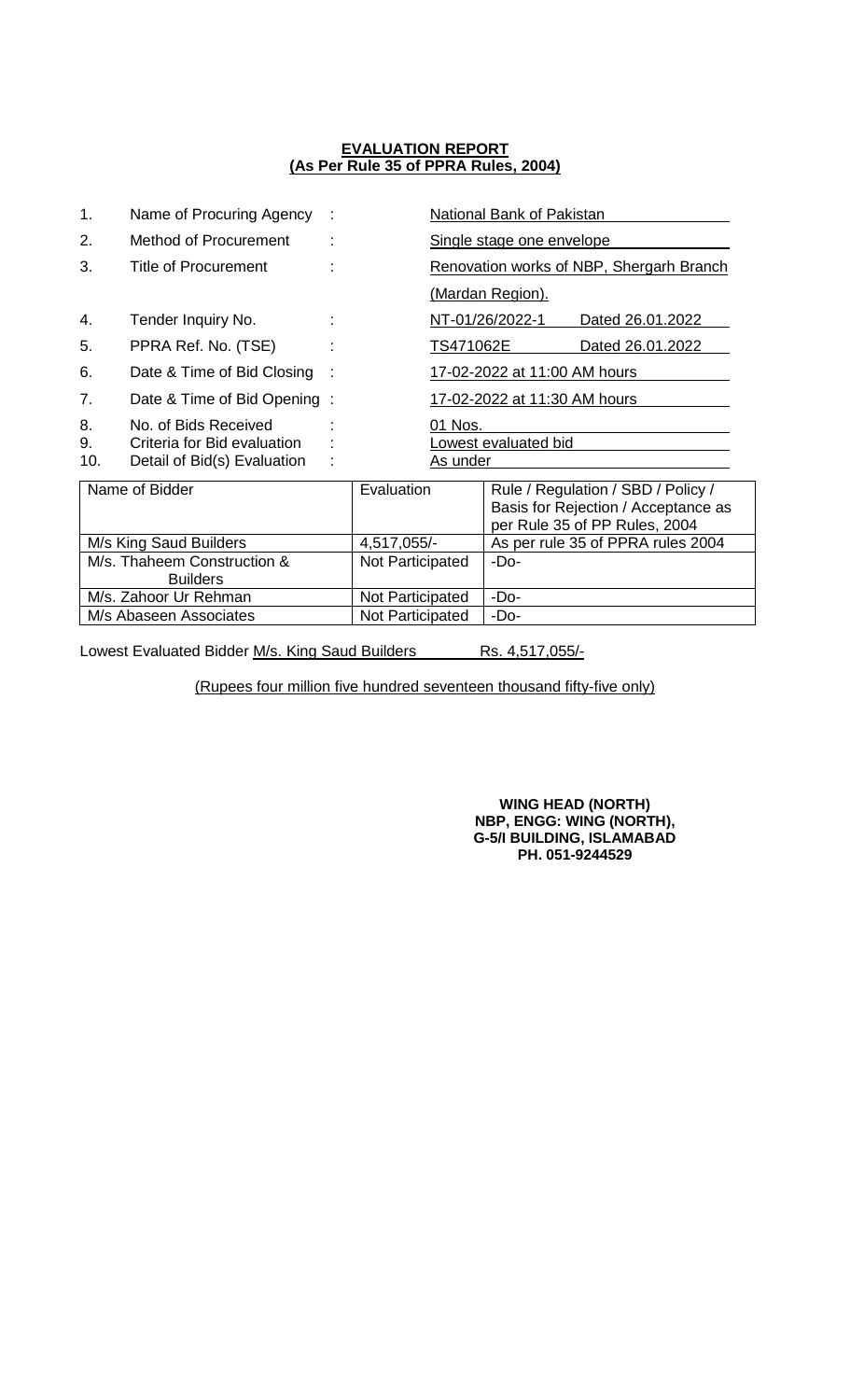**EVALUATION REPORT**
**(As Per Rule 35 of PPRA Rules, 2004)**

| | | | |
|---|---|---|---|
| 1. | Name of Procuring Agency | : | National Bank of Pakistan |
| 2. | Method of Procurement | : | Single stage one envelope |
| 3. | Title of Procurement | : | Renovation works of NBP, Shergarh Branch (Mardan Region). |
| 4. | Tender Inquiry No. | : | NT-01/26/2022-1 Dated 26.01.2022 |
| 5. | PPRA Ref. No. (TSE) | : | TS471062E Dated 26.01.2022 |
| 6. | Date & Time of Bid Closing | : | 17-02-2022 at 11:00 AM hours |
| 7. | Date & Time of Bid Opening | : | 17-02-2022 at 11:30 AM hours |
| 8. | No. of Bids Received | : | 01 Nos. |
| 9. | Criteria for Bid evaluation | : | Lowest evaluated bid |
| 10. | Detail of Bid(s) Evaluation | : | As under |

| Name of Bidder | Evaluation | Rule / Regulation / SBD / Policy / Basis for Rejection / Acceptance as per Rule 35 of PP Rules, 2004 |
|---|---|---|
| M/s King Saud Builders | 4,517,055/- | As per rule 35 of PPRA rules 2004 |
| M/s. Thaheem Construction & Builders | Not Participated | -Do- |
| M/s. Zahoor Ur Rehman | Not Participated | -Do- |
| M/s Abaseen Associates | Not Participated | -Do- |

Lowest Evaluated Bidder M/s. King Saud Builders Rs. 4,517,055/-

(Rupees four million five hundred seventeen thousand fifty-five only)

**WING HEAD (NORTH)**
**NBP, ENGG: WING (NORTH),**
**G-5/I BUILDING, ISLAMABAD**
**PH. 051-9244529**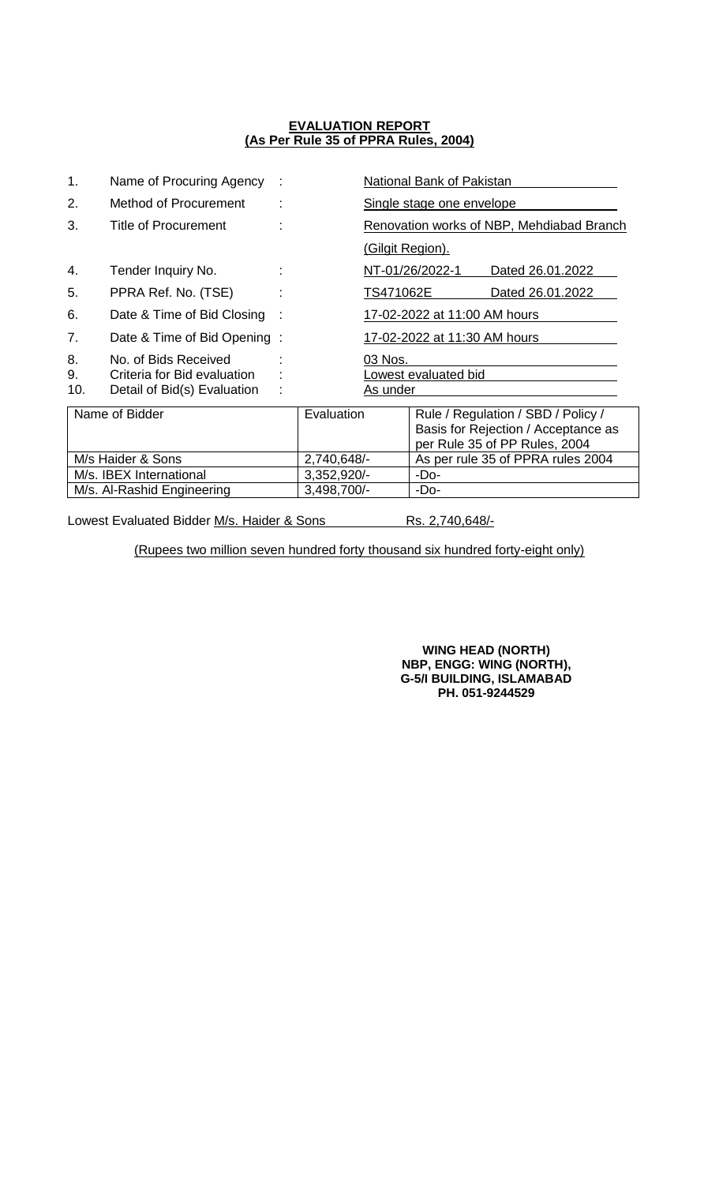**EVALUATION REPORT**
**(As Per Rule 35 of PPRA Rules, 2004)**

1. Name of Procuring Agency : National Bank of Pakistan
2. Method of Procurement : Single stage one envelope
3. Title of Procurement : Renovation works of NBP, Mehdiabad Branch (Gilgit Region).
4. Tender Inquiry No. : NT-01/26/2022-1 Dated 26.01.2022
5. PPRA Ref. No. (TSE) : TS471062E Dated 26.01.2022
6. Date & Time of Bid Closing : 17-02-2022 at 11:00 AM hours
7. Date & Time of Bid Opening : 17-02-2022 at 11:30 AM hours
8. No. of Bids Received : 03 Nos.
9. Criteria for Bid evaluation : Lowest evaluated bid
10. Detail of Bid(s) Evaluation : As under

| Name of Bidder | Evaluation | Rule / Regulation / SBD / Policy / Basis for Rejection / Acceptance as per Rule 35 of PP Rules, 2004 |
|---|---|---|
| M/s Haider & Sons | 2,740,648/- | As per rule 35 of PPRA rules 2004 |
| M/s. IBEX International | 3,352,920/- | -Do- |
| M/s. Al-Rashid Engineering | 3,498,700/- | -Do- |

Lowest Evaluated Bidder M/s. Haider & Sons Rs. 2,740,648/-

(Rupees two million seven hundred forty thousand six hundred forty-eight only)

**WING HEAD (NORTH)**
**NBP, ENGG: WING (NORTH),**
**G-5/I BUILDING, ISLAMABAD**
**PH. 051-9244529**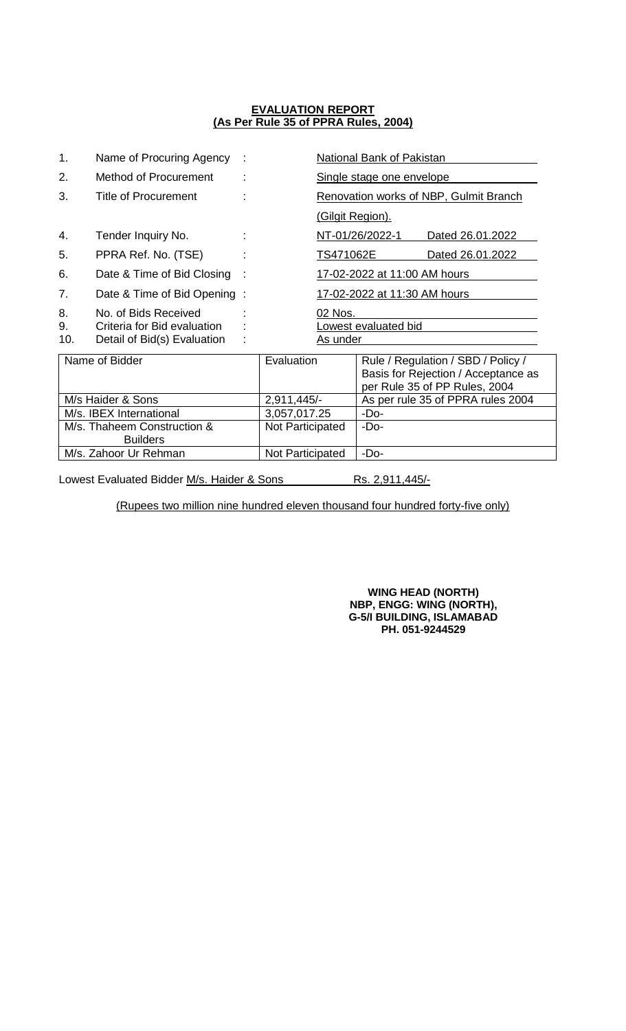**EVALUATION REPORT**
**(As Per Rule 35 of PPRA Rules, 2004)**

| | | | |
|---|---|---|---|
| 1. | Name of Procuring Agency | : | National Bank of Pakistan |
| 2. | Method of Procurement | : | Single stage one envelope |
| 3. | Title of Procurement | : | Renovation works of NBP, Gulmit Branch (Gilgit Region). |
| 4. | Tender Inquiry No. | : | NT-01/26/2022-1 Dated 26.01.2022 |
| 5. | PPRA Ref. No. (TSE) | : | TS471062E Dated 26.01.2022 |
| 6. | Date & Time of Bid Closing | : | 17-02-2022 at 11:00 AM hours |
| 7. | Date & Time of Bid Opening | : | 17-02-2022 at 11:30 AM hours |
| 8. | No. of Bids Received | : | 02 Nos. |
| 9. | Criteria for Bid evaluation | : | Lowest evaluated bid |
| 10. | Detail of Bid(s) Evaluation | : | As under |

| Name of Bidder | Evaluation | Rule / Regulation / SBD / Policy / Basis for Rejection / Acceptance as per Rule 35 of PP Rules, 2004 |
|---|---|---|
| M/s Haider & Sons | 2,911,445/- | As per rule 35 of PPRA rules 2004 |
| M/s. IBEX International | 3,057,017.25 | -Do- |
| M/s. Thaheem Construction & Builders | Not Participated | -Do- |
| M/s. Zahoor Ur Rehman | Not Participated | -Do- |

Lowest Evaluated Bidder M/s. Haider & Sons Rs. 2,911,445/-

(Rupees two million nine hundred eleven thousand four hundred forty-five only)

**WING HEAD (NORTH)**
**NBP, ENGG: WING (NORTH),**
**G-5/I BUILDING, ISLAMABAD**
**PH. 051-9244529**